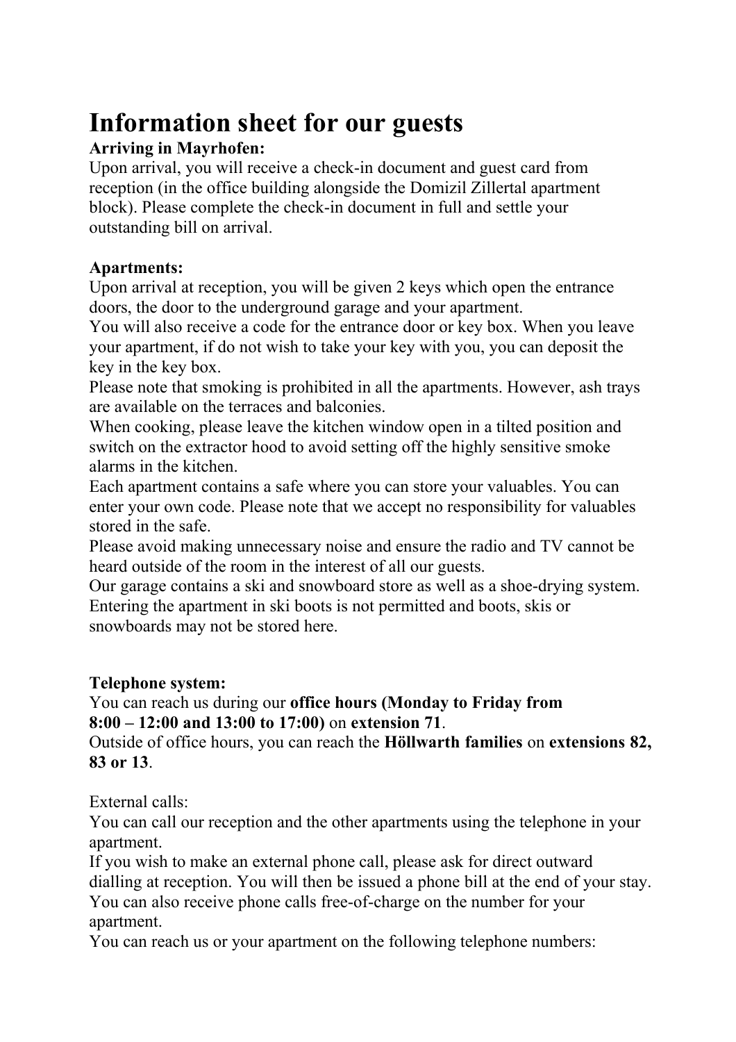# Information sheet for our guests

**Arriving in Mayrhofen:**
Upon arrival, you will receive a check-in document and guest card from reception (in the office building alongside the Domizil Zillertal apartment block). Please complete the check-in document in full and settle your outstanding bill on arrival.

**Apartments:**
Upon arrival at reception, you will be given 2 keys which open the entrance doors, the door to the underground garage and your apartment.
You will also receive a code for the entrance door or key box. When you leave your apartment, if do not wish to take your key with you, you can deposit the key in the key box.
Please note that smoking is prohibited in all the apartments. However, ash trays are available on the terraces and balconies.
When cooking, please leave the kitchen window open in a tilted position and switch on the extractor hood to avoid setting off the highly sensitive smoke alarms in the kitchen.
Each apartment contains a safe where you can store your valuables. You can enter your own code. Please note that we accept no responsibility for valuables stored in the safe.
Please avoid making unnecessary noise and ensure the radio and TV cannot be heard outside of the room in the interest of all our guests.
Our garage contains a ski and snowboard store as well as a shoe-drying system. Entering the apartment in ski boots is not permitted and boots, skis or snowboards may not be stored here.

**Telephone system:**
You can reach us during our **office hours (Monday to Friday from 8:00 – 12:00 and 13:00 to 17:00)** on **extension 71**.
Outside of office hours, you can reach the **Höllwarth families** on **extensions 82, 83 or 13**.

External calls:
You can call our reception and the other apartments using the telephone in your apartment.
If you wish to make an external phone call, please ask for direct outward dialling at reception. You will then be issued a phone bill at the end of your stay.
You can also receive phone calls free-of-charge on the number for your apartment.
You can reach us or your apartment on the following telephone numbers: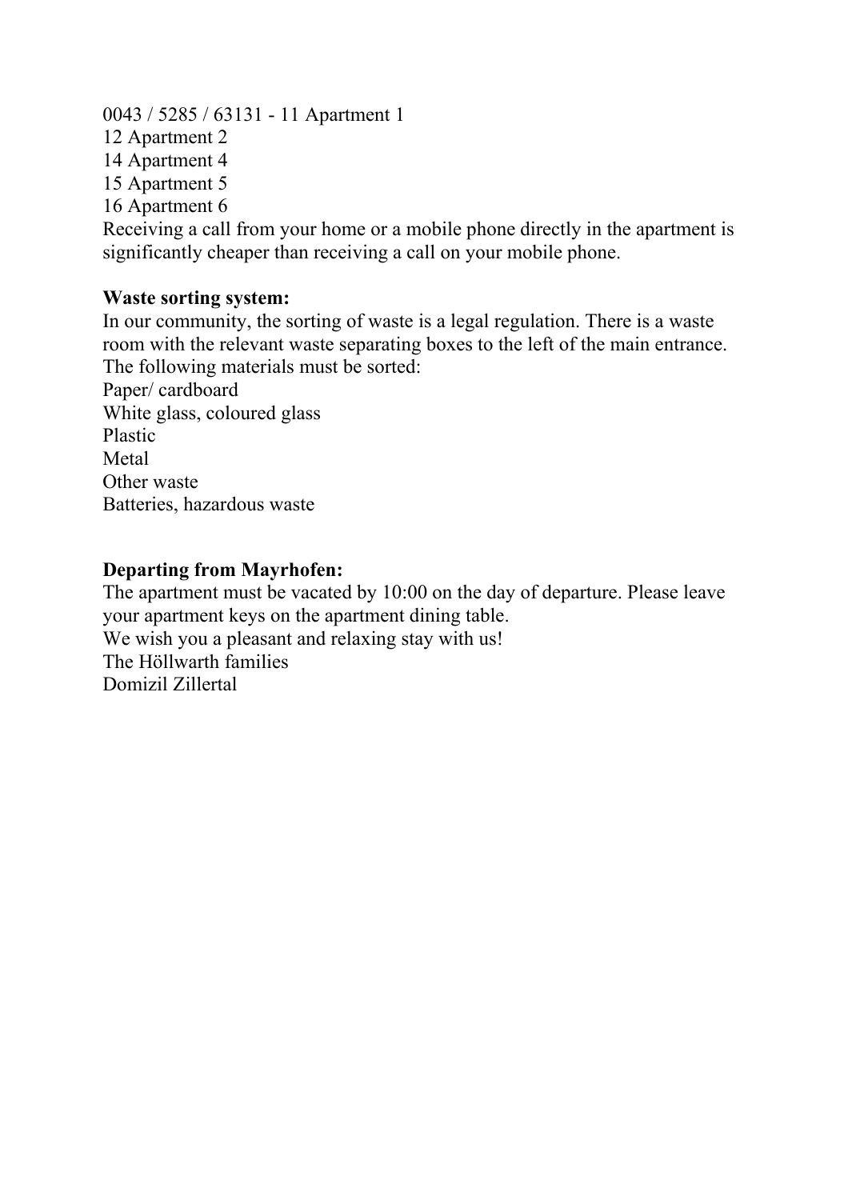0043 / 5285 / 63131 - 11 Apartment 1
12 Apartment 2
14 Apartment 4
15 Apartment 5
16 Apartment 6
Receiving a call from your home or a mobile phone directly in the apartment is significantly cheaper than receiving a call on your mobile phone.

**Waste sorting system:**
In our community, the sorting of waste is a legal regulation. There is a waste room with the relevant waste separating boxes to the left of the main entrance.
The following materials must be sorted:
Paper/ cardboard
White glass, coloured glass
Plastic
Metal
Other waste
Batteries, hazardous waste

**Departing from Mayrhofen:**
The apartment must be vacated by 10:00 on the day of departure. Please leave your apartment keys on the apartment dining table.
We wish you a pleasant and relaxing stay with us!
The Höllwarth families
Domizil Zillertal